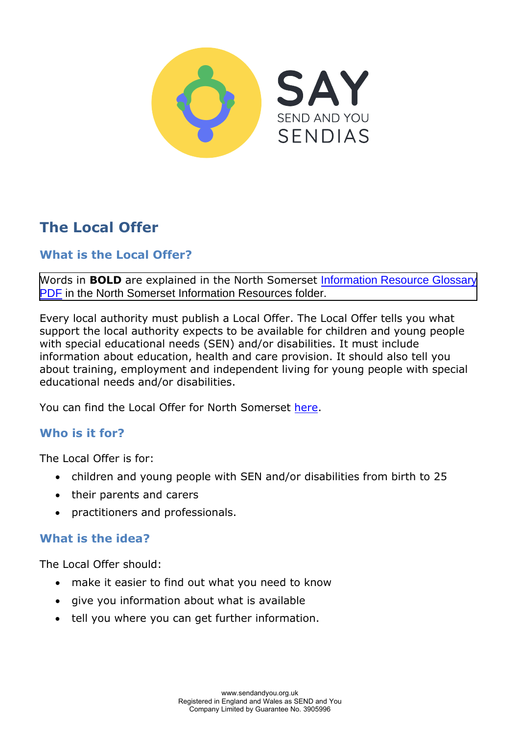# The Local Offer

## What is the Local Offer?

Words in **BOLD** are explained in the North Somerset Information Resource Glossary PDF in the North Somerset Information Resources folder.

Every local authority must publish a Local Offer. The Local Offer tells you what support the local authority expects to be available for children and young people with special educational needs (SEN) and/or disabilities. It must include information about education, health and care provision. It should also tell you about training, employment and independent living for young people with special educational needs and/or disabilities.

You can find the Local Offer for North Somerset here.

## Who is it for?

The Local Offer is for:

- children and young people with SEN and/or disabilities from birth to 25
- their parents and carers
- practitioners and professionals.

## What is the idea?

The Local Offer should:

- make it easier to find out what you need to know
- give you information about what is available
- tell you where you can get further information.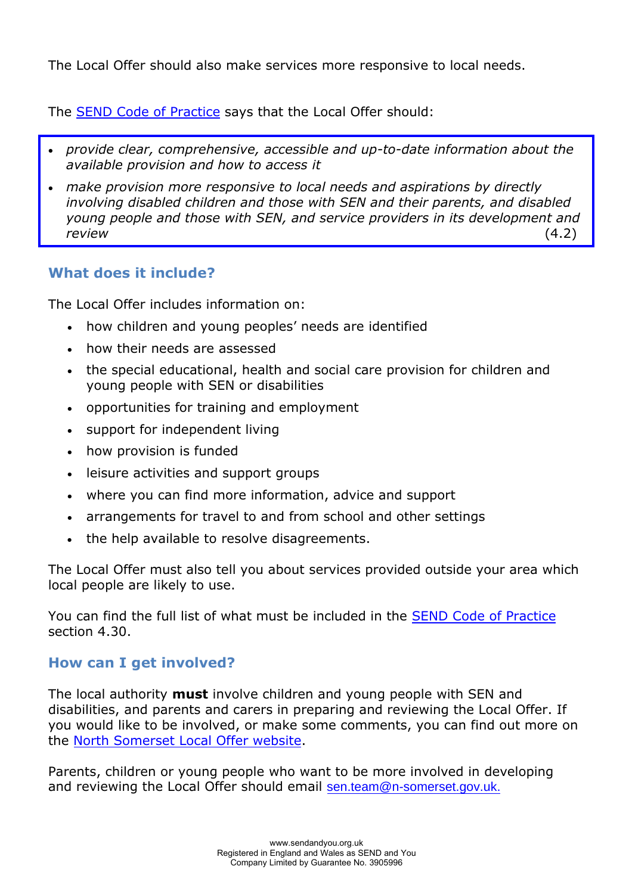The Local Offer should also make services more responsive to local needs.

The SEND Code of Practice says that the Local Offer should:

> - *provide clear, comprehensive, accessible and up-to-date information about the available provision and how to access it*
> - *make provision more responsive to local needs and aspirations by directly involving disabled children and those with SEN and their parents, and disabled young people and those with SEN, and service providers in its development and review* (4.2)

## What does it include?

The Local Offer includes information on:

- how children and young peoples' needs are identified
- how their needs are assessed
- the special educational, health and social care provision for children and young people with SEN or disabilities
- opportunities for training and employment
- support for independent living
- how provision is funded
- leisure activities and support groups
- where you can find more information, advice and support
- arrangements for travel to and from school and other settings
- the help available to resolve disagreements.

The Local Offer must also tell you about services provided outside your area which local people are likely to use.

You can find the full list of what must be included in the SEND Code of Practice section 4.30.

## How can I get involved?

The local authority **must** involve children and young people with SEN and disabilities, and parents and carers in preparing and reviewing the Local Offer. If you would like to be involved, or make some comments, you can find out more on the North Somerset Local Offer website.

Parents, children or young people who want to be more involved in developing and reviewing the Local Offer should email sen.team@n-somerset.gov.uk.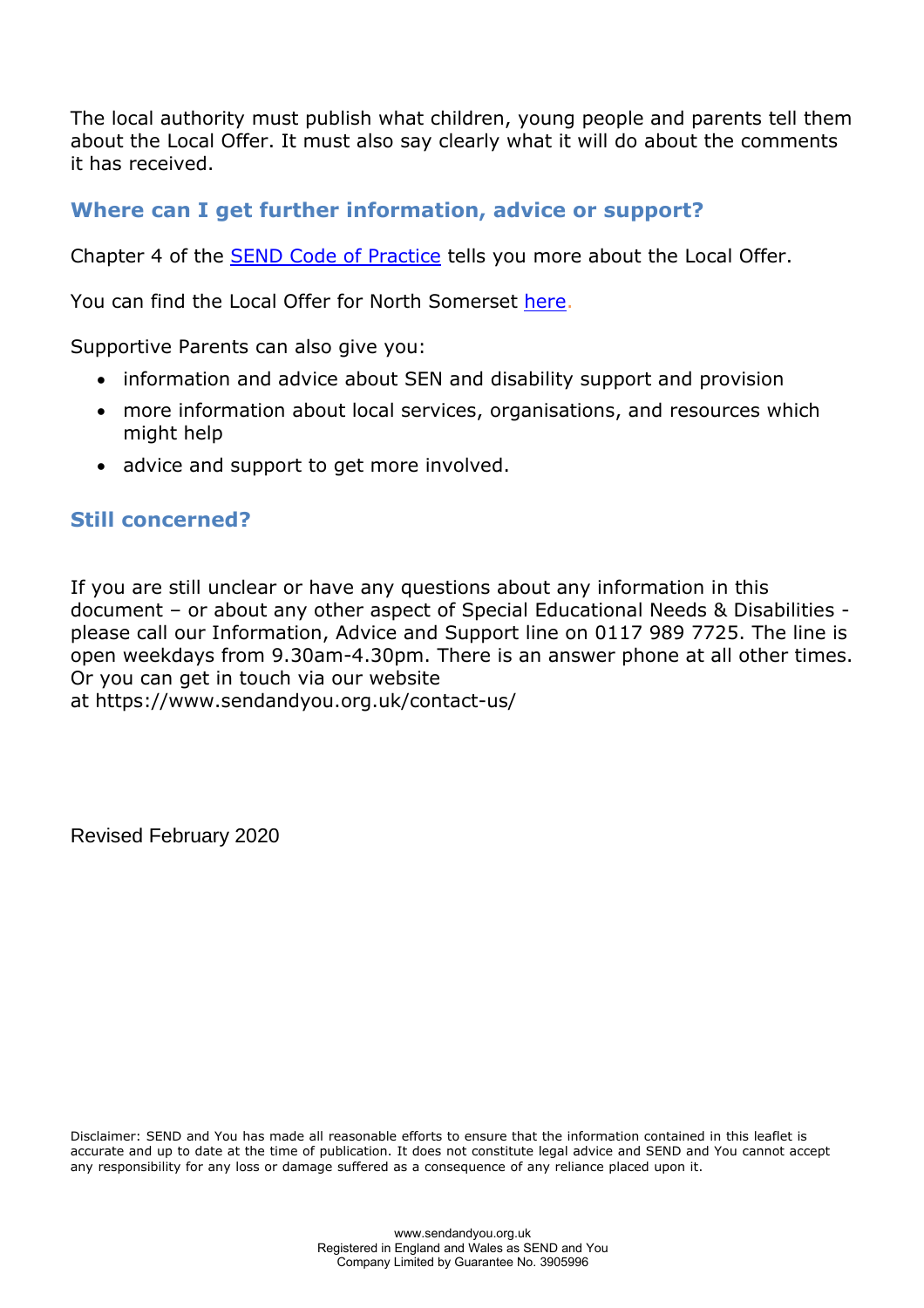The local authority must publish what children, young people and parents tell them about the Local Offer. It must also say clearly what it will do about the comments it has received.

## Where can I get further information, advice or support?

Chapter 4 of the [SEND Code of Practice]() tells you more about the Local Offer.

You can find the Local Offer for North Somerset [here]().

Supportive Parents can also give you:

- information and advice about SEN and disability support and provision
- more information about local services, organisations, and resources which might help
- advice and support to get more involved.

## Still concerned?

If you are still unclear or have any questions about any information in this document – or about any other aspect of Special Educational Needs & Disabilities - please call our Information, Advice and Support line on 0117 989 7725. The line is open weekdays from 9.30am-4.30pm. There is an answer phone at all other times. Or you can get in touch via our website at https://www.sendandyou.org.uk/contact-us/

Revised February 2020

Disclaimer: SEND and You has made all reasonable efforts to ensure that the information contained in this leaflet is accurate and up to date at the time of publication. It does not constitute legal advice and SEND and You cannot accept any responsibility for any loss or damage suffered as a consequence of any reliance placed upon it.

www.sendandyou.org.uk
Registered in England and Wales as SEND and You
Company Limited by Guarantee No. 3905996